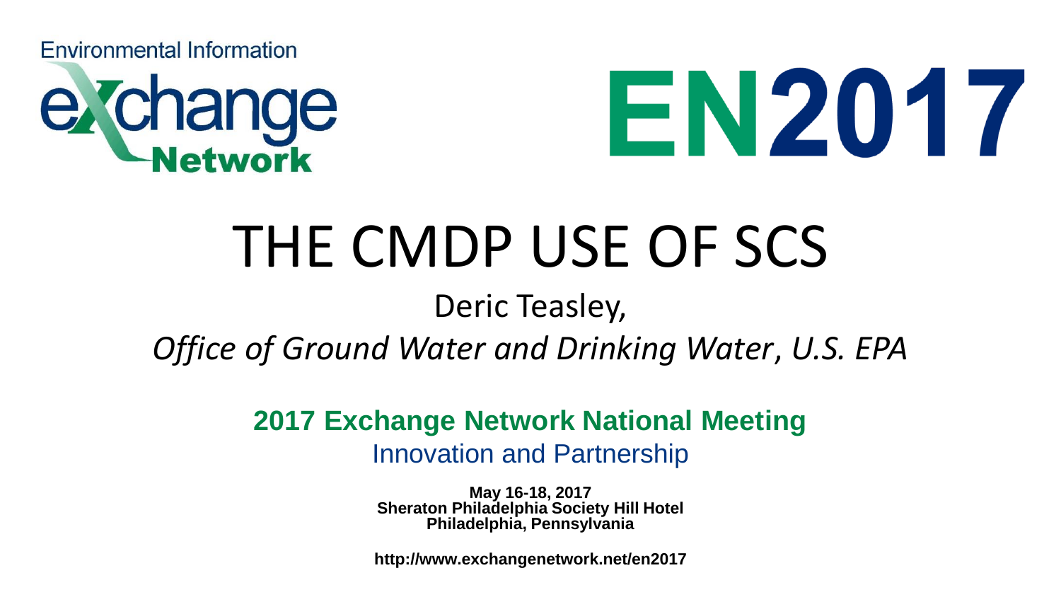Environmental Information eXchange Network

EN2017

# THE CMDP USE OF SCS

Deric Teasley,

*Office of Ground Water and Drinking Water, U.S. EPA*

**2017 Exchange Network National Meeting**

Innovation and Partnership

**May 16-18, 2017**
**Sheraton Philadelphia Society Hill Hotel**
**Philadelphia, Pennsylvania**

**http://www.exchangenetwork.net/en2017**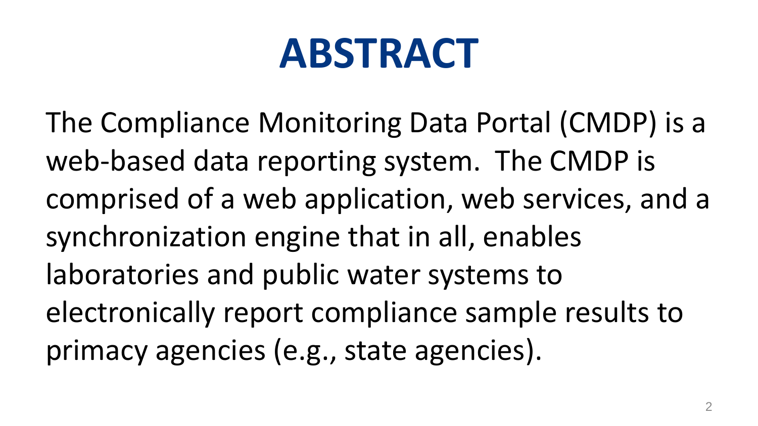# ABSTRACT

The Compliance Monitoring Data Portal (CMDP) is a web-based data reporting system. The CMDP is comprised of a web application, web services, and a synchronization engine that in all, enables laboratories and public water systems to electronically report compliance sample results to primacy agencies (e.g., state agencies).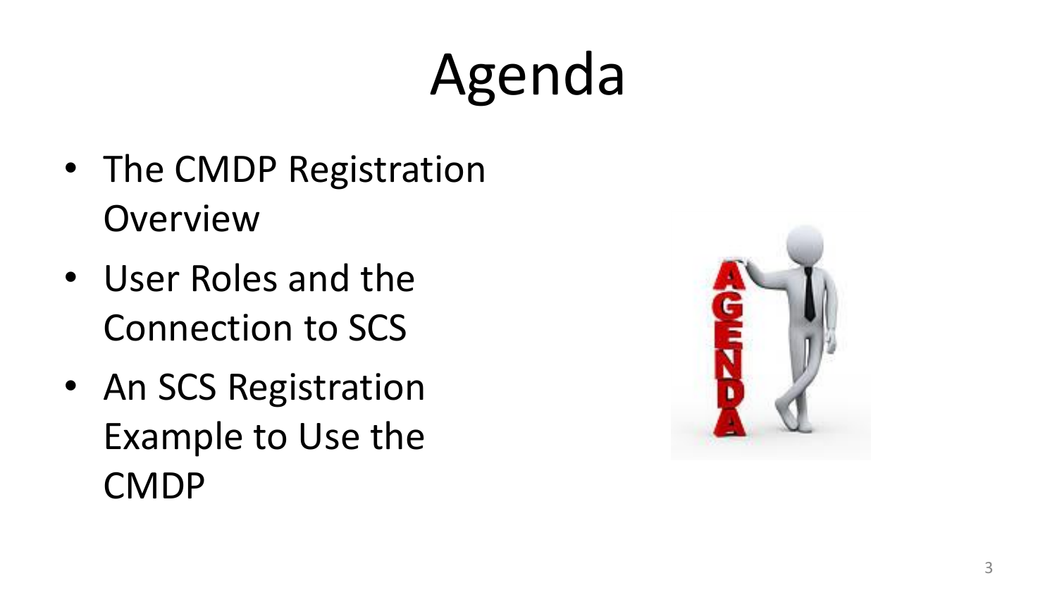# Agenda

- The CMDP Registration Overview
- User Roles and the Connection to SCS
- An SCS Registration Example to Use the CMDP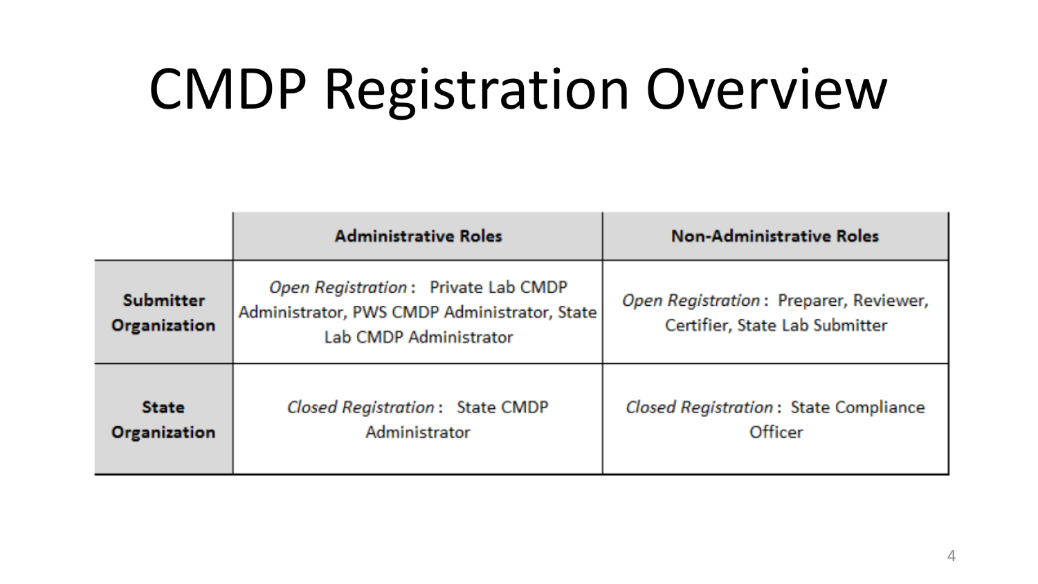# CMDP Registration Overview

| | Administrative Roles | Non-Administrative Roles |
|---|---|---|
| **Submitter Organization** | *Open Registration*: Private Lab CMDP Administrator, PWS CMDP Administrator, State Lab CMDP Administrator | *Open Registration*: Preparer, Reviewer, Certifier, State Lab Submitter |
| **State Organization** | *Closed Registration*: State CMDP Administrator | *Closed Registration*: State Compliance Officer |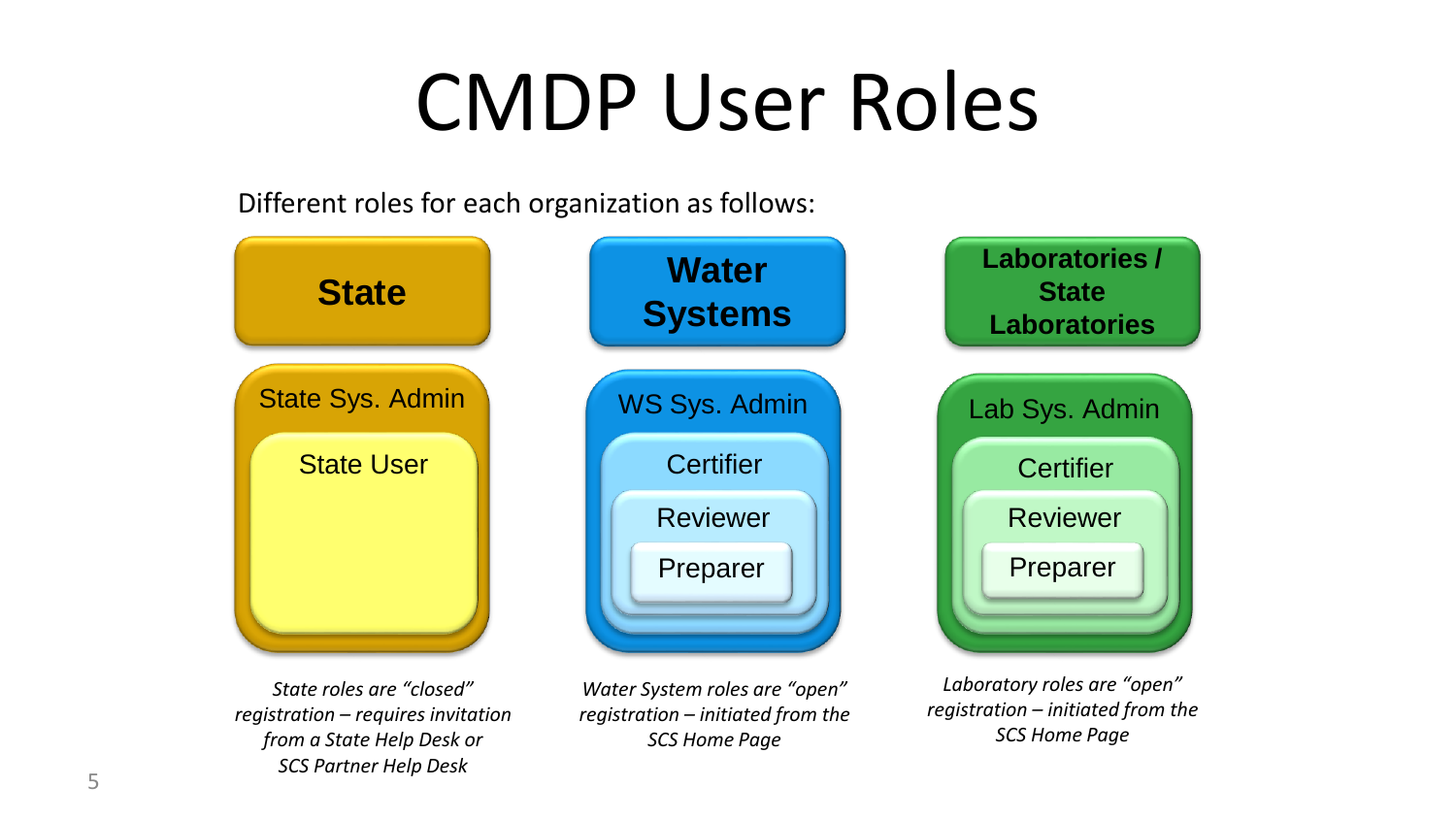# CMDP User Roles

Different roles for each organization as follows:

| State | Water Systems | Laboratories / State Laboratories |
| --- | --- | --- |
| State Sys. Admin | WS Sys. Admin | Lab Sys. Admin |
| State User | Certifier | Certifier |
| | Reviewer | Reviewer |
| | Preparer | Preparer |

*State roles are "closed" registration – requires invitation from a State Help Desk or SCS Partner Help Desk*

*Water System roles are "open" registration – initiated from the SCS Home Page*

*Laboratory roles are "open" registration – initiated from the SCS Home Page*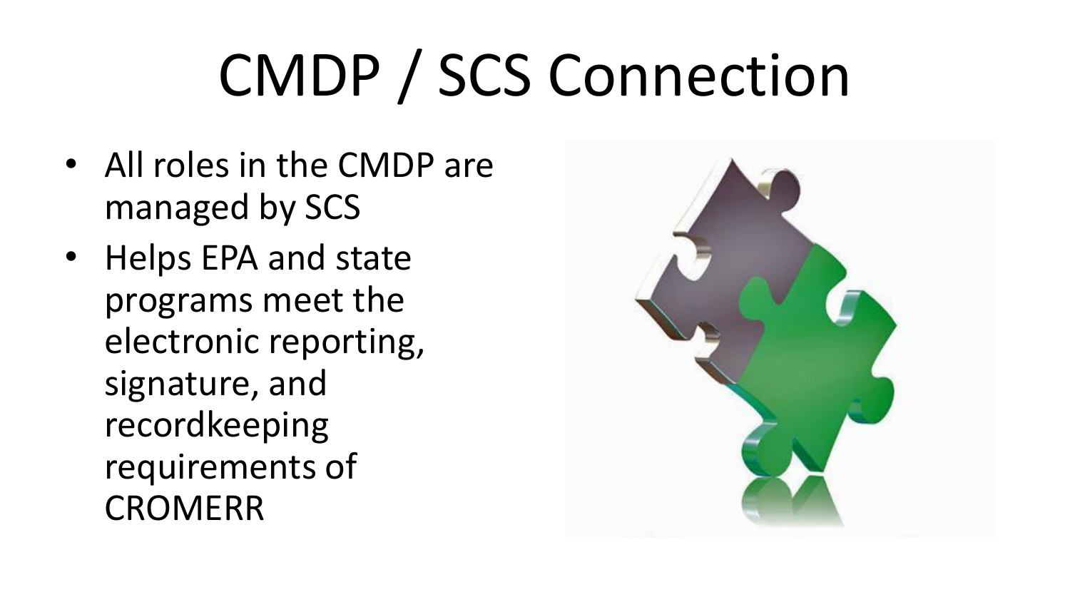# CMDP / SCS Connection

- All roles in the CMDP are managed by SCS
- Helps EPA and state programs meet the electronic reporting, signature, and recordkeeping requirements of CROMERR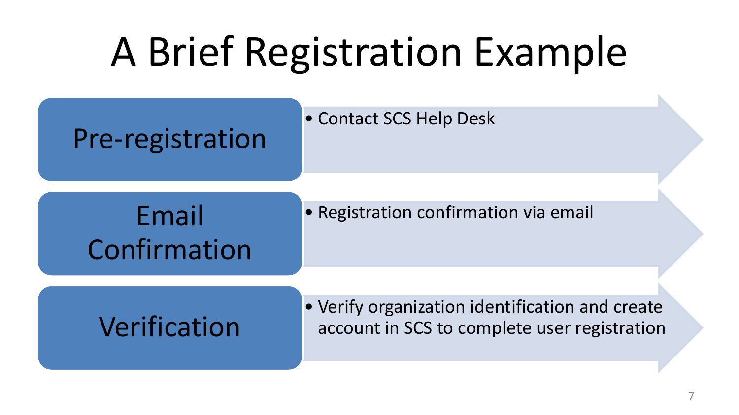# A Brief Registration Example

## Pre-registration

- Contact SCS Help Desk

## Email Confirmation

- Registration confirmation via email

## Verification

- Verify organization identification and create account in SCS to complete user registration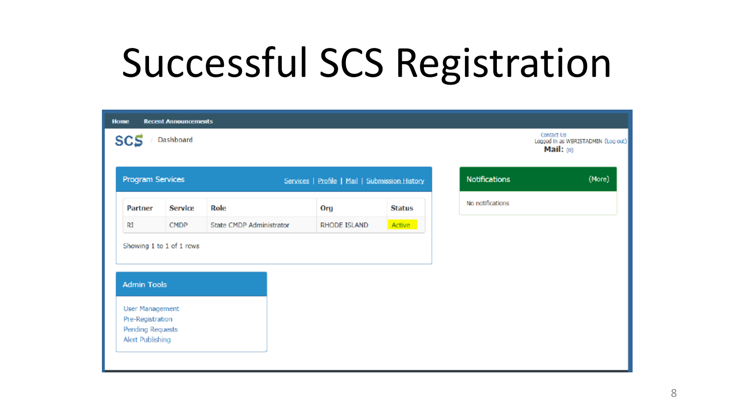# Successful SCS Registration

Home | Recent Announcements

SCS / Dashboard

Contact Us
Logged in as WBRISTADMIN (Log out)
**Mail:** (0)

## Program Services

Services | Profile | Mail | Submission History

| Partner | Service | Role | Org | Status |
|---|---|---|---|---|
| RI | CMDP | State CMDP Administrator | RHODE ISLAND | Active |

Showing 1 to 1 of 1 rows

## Notifications

(More)

No notifications

## Admin Tools

- User Management
- Pre-Registration
- Pending Requests
- Alert Publishing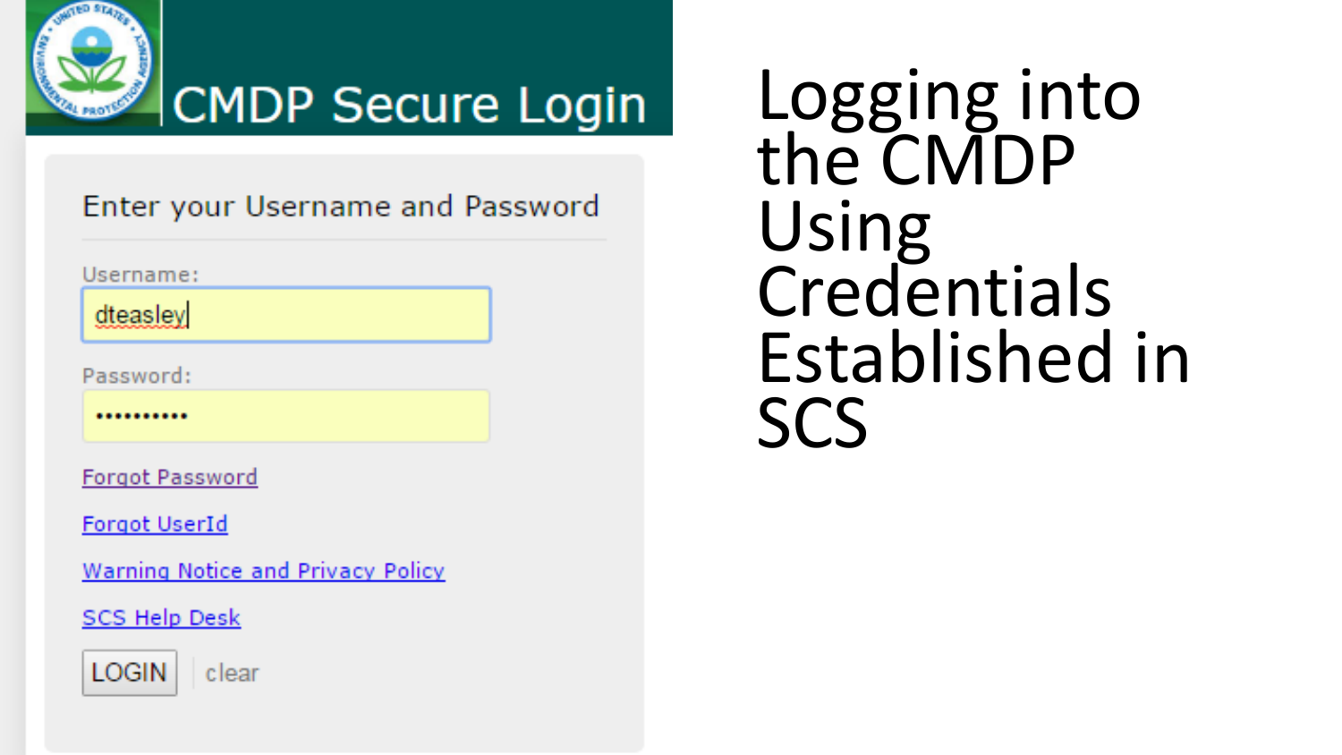# Logging into the CMDP Using Credentials Established in SCS

## CMDP Secure Login

Enter your Username and Password

Username: dteasley

Password: ••••••••••

Forgot Password

Forgot UserId

Warning Notice and Privacy Policy

SCS Help Desk

LOGIN | clear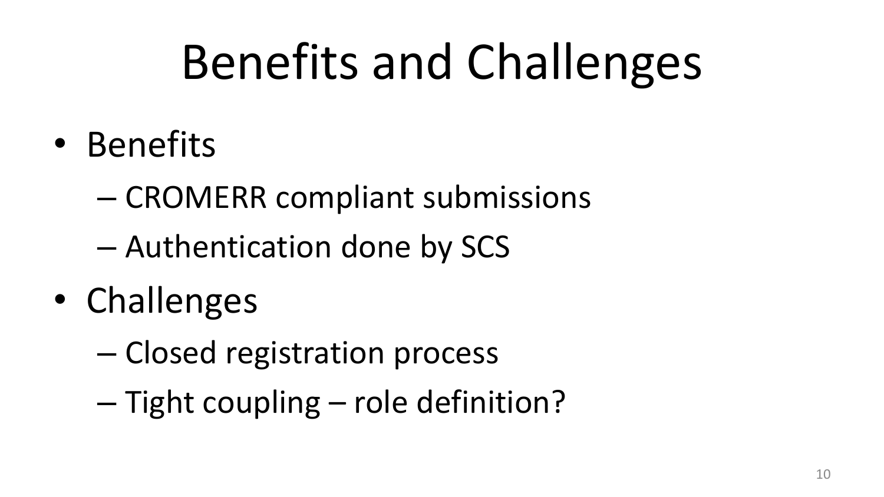# Benefits and Challenges

- Benefits
  - CROMERR compliant submissions
  - Authentication done by SCS
- Challenges
  - Closed registration process
  - Tight coupling – role definition?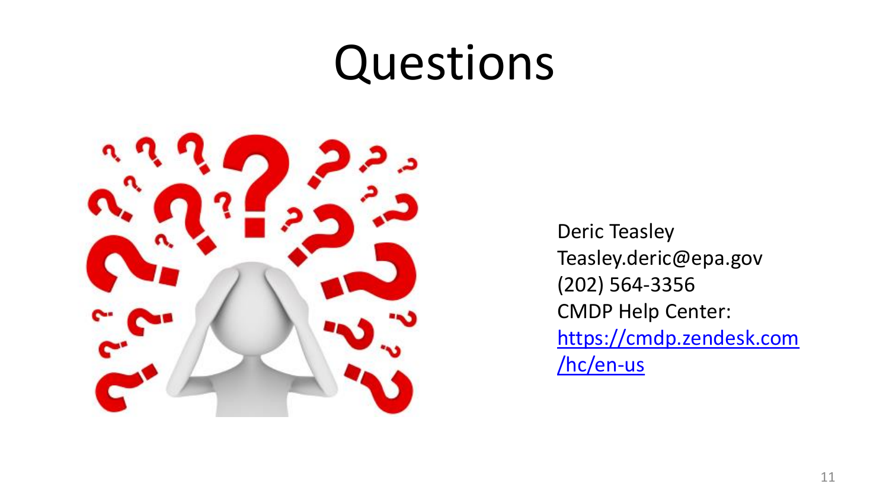# Questions

Deric Teasley
Teasley.deric@epa.gov
(202) 564-3356
CMDP Help Center:
https://cmdp.zendesk.com/hc/en-us